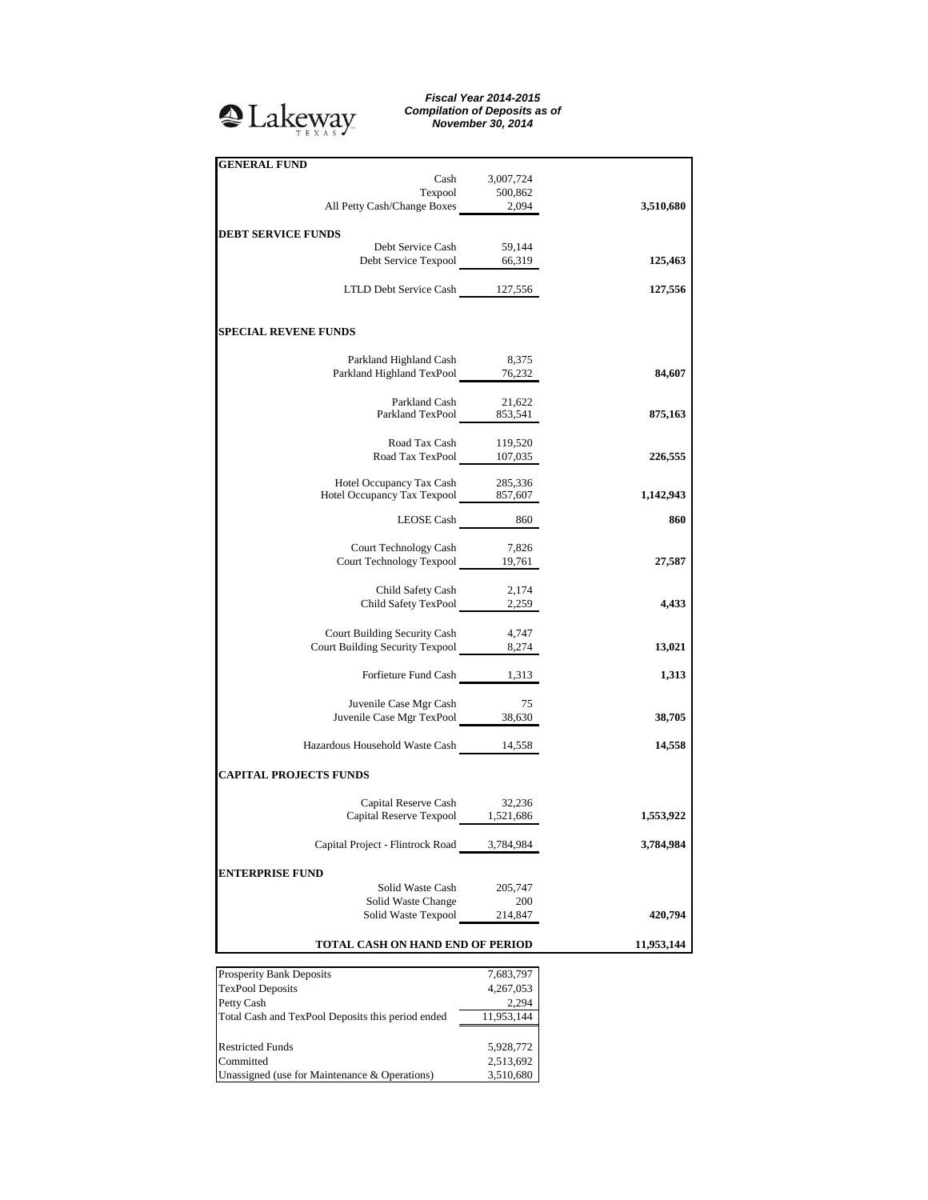Lakeway TEXAS

***Fiscal Year 2014-2015***
***Compilation of Deposits as of***
***November 30, 2014***

| | | |
|---|---|---|
| **GENERAL FUND** | | |
| Cash | 3,007,724 | |
| Texpool | 500,862 | |
| All Petty Cash/Change Boxes | 2,094 | **3,510,680** |
| **DEBT SERVICE FUNDS** | | |
| Debt Service Cash | 59,144 | |
| Debt Service Texpool | 66,319 | **125,463** |
| LTLD Debt Service Cash | 127,556 | **127,556** |
| **SPECIAL REVENE FUNDS** | | |
| Parkland Highland Cash | 8,375 | |
| Parkland Highland TexPool | 76,232 | **84,607** |
| Parkland Cash | 21,622 | |
| Parkland TexPool | 853,541 | **875,163** |
| Road Tax Cash | 119,520 | |
| Road Tax TexPool | 107,035 | **226,555** |
| Hotel Occupancy Tax Cash | 285,336 | |
| Hotel Occupancy Tax Texpool | 857,607 | **1,142,943** |
| LEOSE Cash | 860 | **860** |
| Court Technology Cash | 7,826 | |
| Court Technology Texpool | 19,761 | **27,587** |
| Child Safety Cash | 2,174 | |
| Child Safety TexPool | 2,259 | **4,433** |
| Court Building Security Cash | 4,747 | |
| Court Building Security Texpool | 8,274 | **13,021** |
| Forfieture Fund Cash | 1,313 | **1,313** |
| Juvenile Case Mgr Cash | 75 | |
| Juvenile Case Mgr TexPool | 38,630 | **38,705** |
| Hazardous Household Waste Cash | 14,558 | **14,558** |
| **CAPITAL PROJECTS FUNDS** | | |
| Capital Reserve Cash | 32,236 | |
| Capital Reserve Texpool | 1,521,686 | **1,553,922** |
| Capital Project - Flintrock Road | 3,784,984 | **3,784,984** |
| **ENTERPRISE FUND** | | |
| Solid Waste Cash | 205,747 | |
| Solid Waste Change | 200 | |
| Solid Waste Texpool | 214,847 | **420,794** |
| **TOTAL CASH ON HAND END OF PERIOD** | | **11,953,144** |

| | |
|---|---|
| Prosperity Bank Deposits | 7,683,797 |
| TexPool Deposits | 4,267,053 |
| Petty Cash | 2,294 |
| Total Cash and TexPool Deposits this period ended | 11,953,144 |
| | |
| Restricted Funds | 5,928,772 |
| Committed | 2,513,692 |
| Unassigned (use for Maintenance & Operations) | 3,510,680 |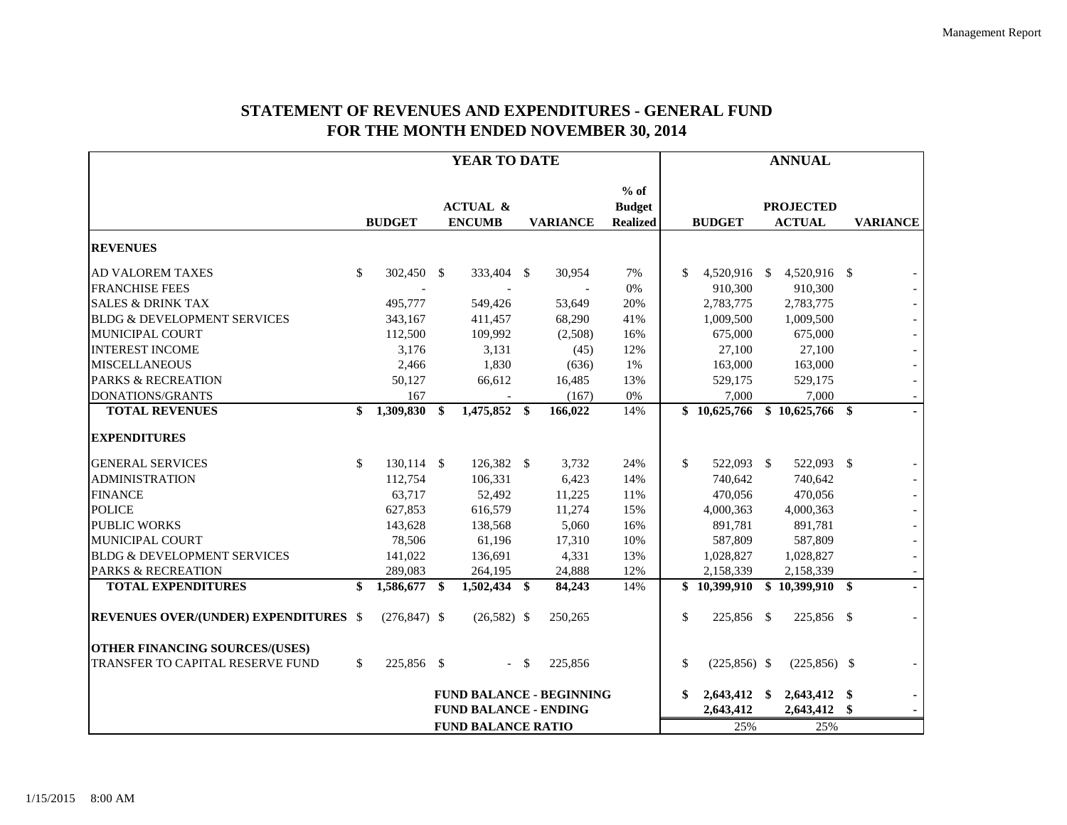## STATEMENT OF REVENUES AND EXPENDITURES - GENERAL FUND
## FOR THE MONTH ENDED NOVEMBER 30, 2014

| | YEAR TO DATE | | | | ANNUAL | | |
|---|---|---|---|---|---|---|---|
| | BUDGET | ACTUAL & ENCUMB | VARIANCE | % of Budget Realized | BUDGET | PROJECTED ACTUAL | VARIANCE |
| **REVENUES** | | | | | | | |
| AD VALOREM TAXES | $ 302,450 | $ 333,404 | $ 30,954 | 7% | $ 4,520,916 | $ 4,520,916 | $ - |
| FRANCHISE FEES | - | - | - | 0% | 910,300 | 910,300 | - |
| SALES & DRINK TAX | 495,777 | 549,426 | 53,649 | 20% | 2,783,775 | 2,783,775 | - |
| BLDG & DEVELOPMENT SERVICES | 343,167 | 411,457 | 68,290 | 41% | 1,009,500 | 1,009,500 | - |
| MUNICIPAL COURT | 112,500 | 109,992 | (2,508) | 16% | 675,000 | 675,000 | - |
| INTEREST INCOME | 3,176 | 3,131 | (45) | 12% | 27,100 | 27,100 | - |
| MISCELLANEOUS | 2,466 | 1,830 | (636) | 1% | 163,000 | 163,000 | - |
| PARKS & RECREATION | 50,127 | 66,612 | 16,485 | 13% | 529,175 | 529,175 | - |
| DONATIONS/GRANTS | 167 | - | (167) | 0% | 7,000 | 7,000 | - |
| **TOTAL REVENUES** | **$ 1,309,830** | **$ 1,475,852** | **$ 166,022** | 14% | **$ 10,625,766** | **$ 10,625,766** | **$ -** |
| **EXPENDITURES** | | | | | | | |
| GENERAL SERVICES | $ 130,114 | $ 126,382 | $ 3,732 | 24% | $ 522,093 | $ 522,093 | $ - |
| ADMINISTRATION | 112,754 | 106,331 | 6,423 | 14% | 740,642 | 740,642 | - |
| FINANCE | 63,717 | 52,492 | 11,225 | 11% | 470,056 | 470,056 | - |
| POLICE | 627,853 | 616,579 | 11,274 | 15% | 4,000,363 | 4,000,363 | - |
| PUBLIC WORKS | 143,628 | 138,568 | 5,060 | 16% | 891,781 | 891,781 | - |
| MUNICIPAL COURT | 78,506 | 61,196 | 17,310 | 10% | 587,809 | 587,809 | - |
| BLDG & DEVELOPMENT SERVICES | 141,022 | 136,691 | 4,331 | 13% | 1,028,827 | 1,028,827 | - |
| PARKS & RECREATION | 289,083 | 264,195 | 24,888 | 12% | 2,158,339 | 2,158,339 | - |
| **TOTAL EXPENDITURES** | **$ 1,586,677** | **$ 1,502,434** | **$ 84,243** | 14% | **$ 10,399,910** | **$ 10,399,910** | **$ -** |
| **REVENUES OVER/(UNDER) EXPENDITURES** | $ (276,847) | $ (26,582) | $ 250,265 | | $ 225,856 | $ 225,856 | $ - |
| **OTHER FINANCING SOURCES/(USES)** | | | | | | | |
| TRANSFER TO CAPITAL RESERVE FUND | $ 225,856 | $ - | $ 225,856 | | $ (225,856) | $ (225,856) | $ - |
| | | **FUND BALANCE - BEGINNING** | | | **$ 2,643,412** | **$ 2,643,412** | **$ -** |
| | | **FUND BALANCE - ENDING** | | | **2,643,412** | **2,643,412** | **$ -** |
| | | **FUND BALANCE RATIO** | | | 25% | 25% | |

1/15/2015 8:00 AM